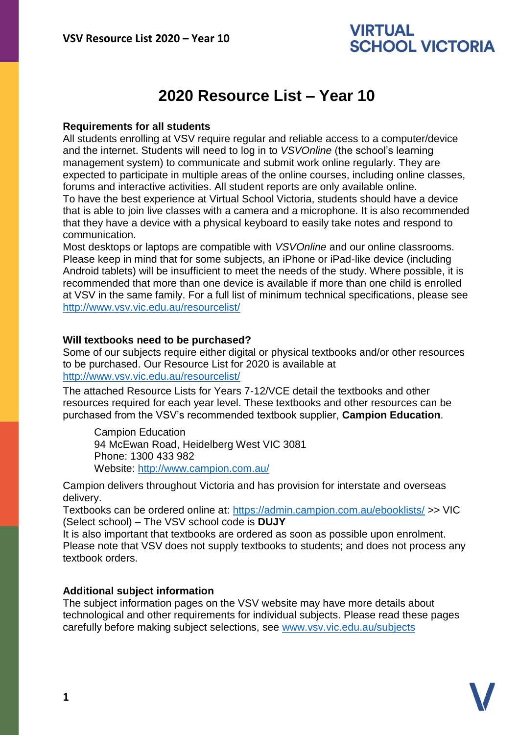# 2020 Resource List – Year 10

**Requirements for all students**

All students enrolling at VSV require regular and reliable access to a computer/device and the internet. Students will need to log in to *VSVOnline* (the school's learning management system) to communicate and submit work online regularly. They are expected to participate in multiple areas of the online courses, including online classes, forums and interactive activities. All student reports are only available online.

To have the best experience at Virtual School Victoria, students should have a device that is able to join live classes with a camera and a microphone. It is also recommended that they have a device with a physical keyboard to easily take notes and respond to communication.

Most desktops or laptops are compatible with *VSVOnline* and our online classrooms. Please keep in mind that for some subjects, an iPhone or iPad-like device (including Android tablets) will be insufficient to meet the needs of the study. Where possible, it is recommended that more than one device is available if more than one child is enrolled at VSV in the same family. For a full list of minimum technical specifications, please see http://www.vsv.vic.edu.au/resourcelist/

**Will textbooks need to be purchased?**

Some of our subjects require either digital or physical textbooks and/or other resources to be purchased. Our Resource List for 2020 is available at http://www.vsv.vic.edu.au/resourcelist/

The attached Resource Lists for Years 7-12/VCE detail the textbooks and other resources required for each year level. These textbooks and other resources can be purchased from the VSV's recommended textbook supplier, **Campion Education**.

> Campion Education
> 94 McEwan Road, Heidelberg West VIC 3081
> Phone: 1300 433 982
> Website: http://www.campion.com.au/

Campion delivers throughout Victoria and has provision for interstate and overseas delivery.

Textbooks can be ordered online at: https://admin.campion.com.au/ebooklists/ >> VIC (Select school) – The VSV school code is **DUJY**

It is also important that textbooks are ordered as soon as possible upon enrolment. Please note that VSV does not supply textbooks to students; and does not process any textbook orders.

**Additional subject information**

The subject information pages on the VSV website may have more details about technological and other requirements for individual subjects. Please read these pages carefully before making subject selections, see www.vsv.vic.edu.au/subjects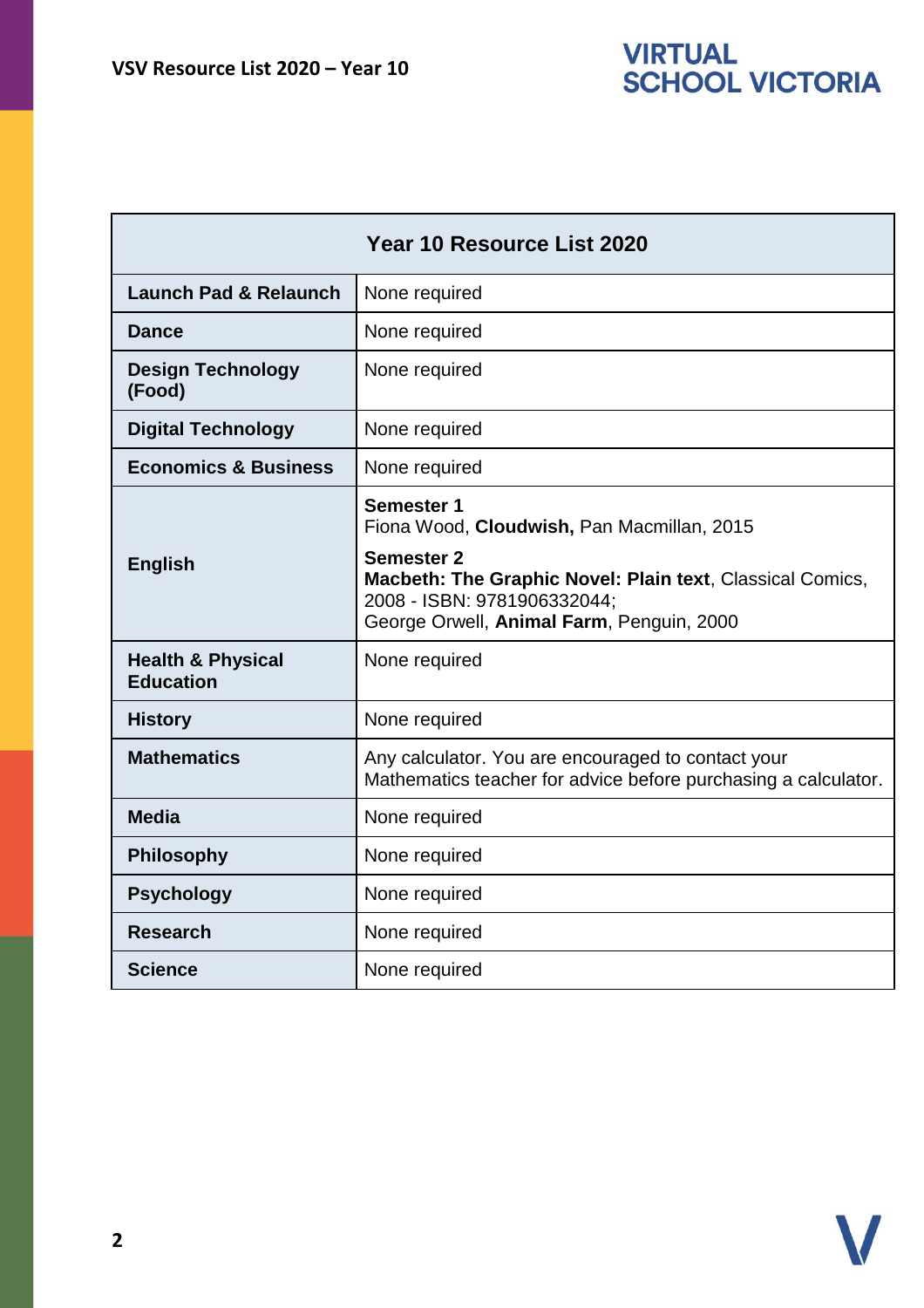| Year 10 Resource List 2020 | |
|---|---|
| **Launch Pad & Relaunch** | None required |
| **Dance** | None required |
| **Design Technology (Food)** | None required |
| **Digital Technology** | None required |
| **Economics & Business** | None required |
| **English** | **Semester 1**<br>Fiona Wood, **Cloudwish,** Pan Macmillan, 2015<br>**Semester 2**<br>**Macbeth: The Graphic Novel: Plain text**, Classical Comics, 2008 - ISBN: 9781906332044;<br>George Orwell, **Animal Farm**, Penguin, 2000 |
| **Health & Physical Education** | None required |
| **History** | None required |
| **Mathematics** | Any calculator. You are encouraged to contact your Mathematics teacher for advice before purchasing a calculator. |
| **Media** | None required |
| **Philosophy** | None required |
| **Psychology** | None required |
| **Research** | None required |
| **Science** | None required |